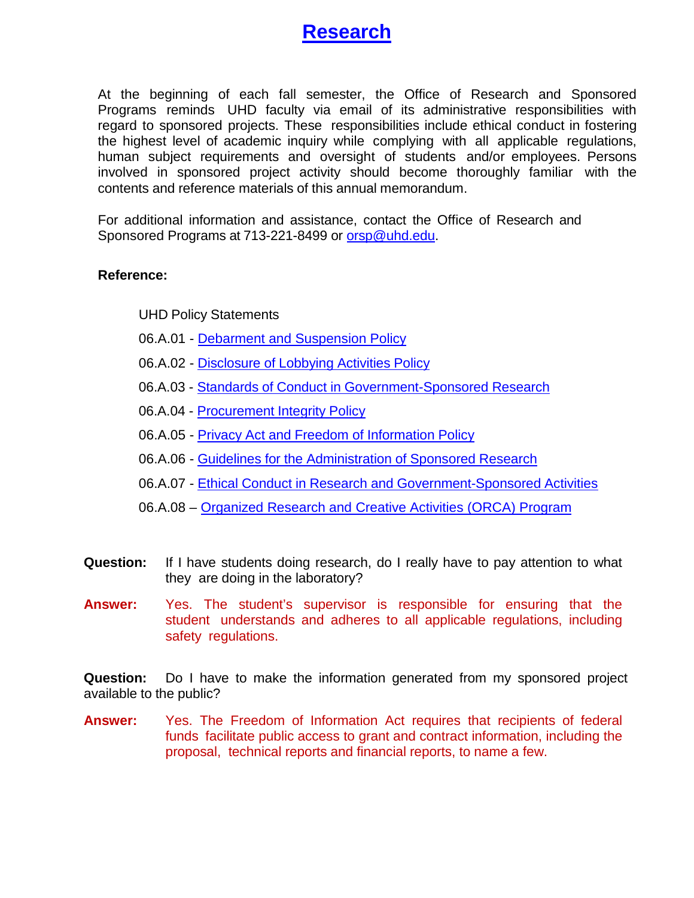# Research

At the beginning of each fall semester, the Office of Research and Sponsored Programs reminds UHD faculty via email of its administrative responsibilities with regard to sponsored projects. These responsibilities include ethical conduct in fostering the highest level of academic inquiry while complying with all applicable regulations, human subject requirements and oversight of students and/or employees. Persons involved in sponsored project activity should become thoroughly familiar with the contents and reference materials of this annual memorandum.

For additional information and assistance, contact the Office of Research and Sponsored Programs at 713-221-8499 or orsp@uhd.edu.

**Reference:**

UHD Policy Statements

06.A.01 - Debarment and Suspension Policy

06.A.02 - Disclosure of Lobbying Activities Policy

06.A.03 - Standards of Conduct in Government-Sponsored Research

06.A.04 - Procurement Integrity Policy

06.A.05 - Privacy Act and Freedom of Information Policy

06.A.06 - Guidelines for the Administration of Sponsored Research

06.A.07 - Ethical Conduct in Research and Government-Sponsored Activities

06.A.08 – Organized Research and Creative Activities (ORCA) Program

**Question:** If I have students doing research, do I really have to pay attention to what they are doing in the laboratory?

**Answer:** Yes. The student's supervisor is responsible for ensuring that the student understands and adheres to all applicable regulations, including safety regulations.

**Question:** Do I have to make the information generated from my sponsored project available to the public?

**Answer:** Yes. The Freedom of Information Act requires that recipients of federal funds facilitate public access to grant and contract information, including the proposal, technical reports and financial reports, to name a few.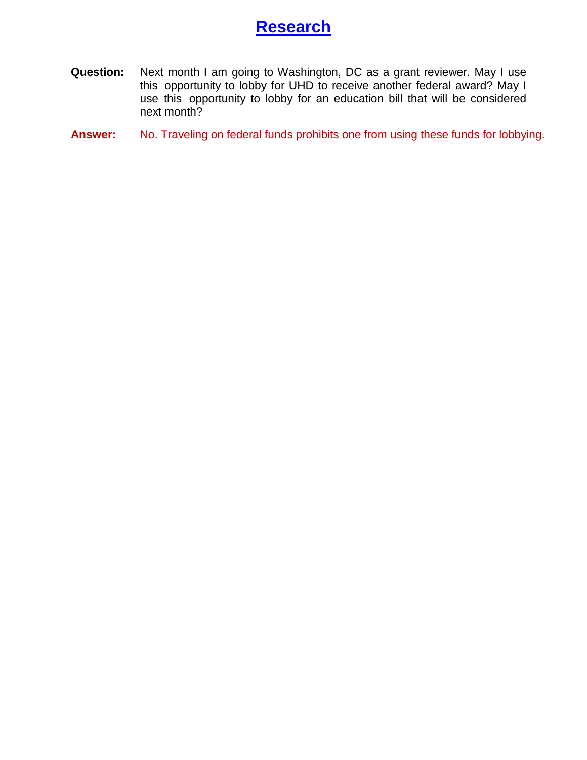# Research

**Question:** Next month I am going to Washington, DC as a grant reviewer. May I use this opportunity to lobby for UHD to receive another federal award? May I use this opportunity to lobby for an education bill that will be considered next month?

**Answer:** No. Traveling on federal funds prohibits one from using these funds for lobbying.